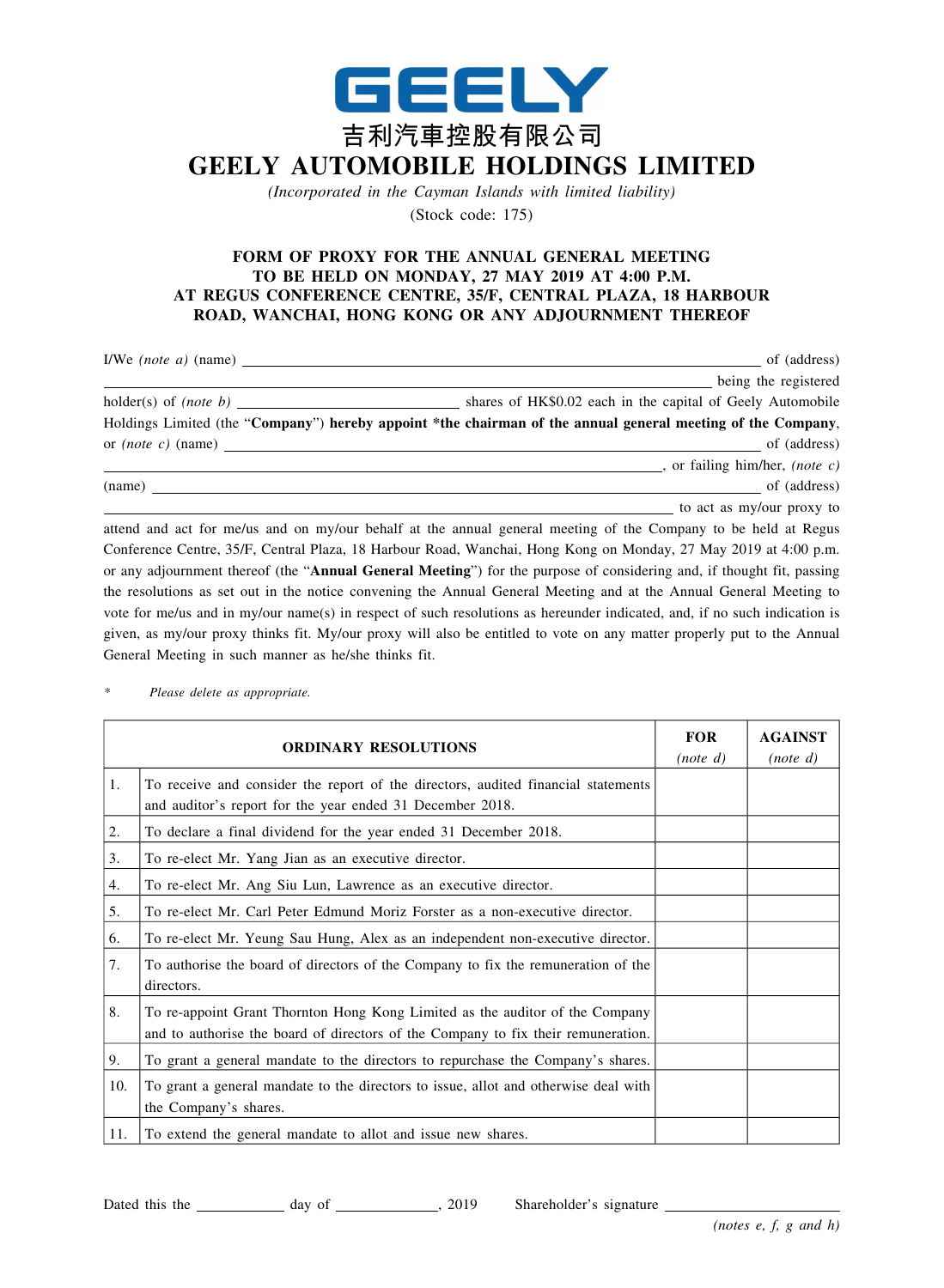# GEELY

# 吉利汽車控股有限公司

# GEELY AUTOMOBILE HOLDINGS LIMITED

*(Incorporated in the Cayman Islands with limited liability)*

(Stock code: 175)

### FORM OF PROXY FOR THE ANNUAL GENERAL MEETING TO BE HELD ON MONDAY, 27 MAY 2019 AT 4:00 P.M. AT REGUS CONFERENCE CENTRE, 35/F, CENTRAL PLAZA, 18 HARBOUR ROAD, WANCHAI, HONG KONG OR ANY ADJOURNMENT THEREOF

I/We *(note a)* (name) ______________________________ of (address) ______________________________ being the registered holder(s) of *(note b)* ______________ shares of HK$0.02 each in the capital of Geely Automobile Holdings Limited (the "**Company**") **hereby appoint \*the chairman of the annual general meeting of the Company**, or *(note c)* (name) ______________________________ of (address) ______________________________, or failing him/her, *(note c)* (name) ______________________________ of (address) ______________________________ to act as my/our proxy to attend and act for me/us and on my/our behalf at the annual general meeting of the Company to be held at Regus Conference Centre, 35/F, Central Plaza, 18 Harbour Road, Wanchai, Hong Kong on Monday, 27 May 2019 at 4:00 p.m. or any adjournment thereof (the "**Annual General Meeting**") for the purpose of considering and, if thought fit, passing the resolutions as set out in the notice convening the Annual General Meeting and at the Annual General Meeting to vote for me/us and in my/our name(s) in respect of such resolutions as hereunder indicated, and, if no such indication is given, as my/our proxy thinks fit. My/our proxy will also be entitled to vote on any matter properly put to the Annual General Meeting in such manner as he/she thinks fit.

\* *Please delete as appropriate.*

| | **ORDINARY RESOLUTIONS** | **FOR** *(note d)* | **AGAINST** *(note d)* |
|---|---|---|---|
| 1. | To receive and consider the report of the directors, audited financial statements and auditor's report for the year ended 31 December 2018. | | |
| 2. | To declare a final dividend for the year ended 31 December 2018. | | |
| 3. | To re-elect Mr. Yang Jian as an executive director. | | |
| 4. | To re-elect Mr. Ang Siu Lun, Lawrence as an executive director. | | |
| 5. | To re-elect Mr. Carl Peter Edmund Moriz Forster as a non-executive director. | | |
| 6. | To re-elect Mr. Yeung Sau Hung, Alex as an independent non-executive director. | | |
| 7. | To authorise the board of directors of the Company to fix the remuneration of the directors. | | |
| 8. | To re-appoint Grant Thornton Hong Kong Limited as the auditor of the Company and to authorise the board of directors of the Company to fix their remuneration. | | |
| 9. | To grant a general mandate to the directors to repurchase the Company's shares. | | |
| 10. | To grant a general mandate to the directors to issue, allot and otherwise deal with the Company's shares. | | |
| 11. | To extend the general mandate to allot and issue new shares. | | |

Dated this the __________ day of ____________, 2019    Shareholder's signature ______________________

*(notes e, f, g and h)*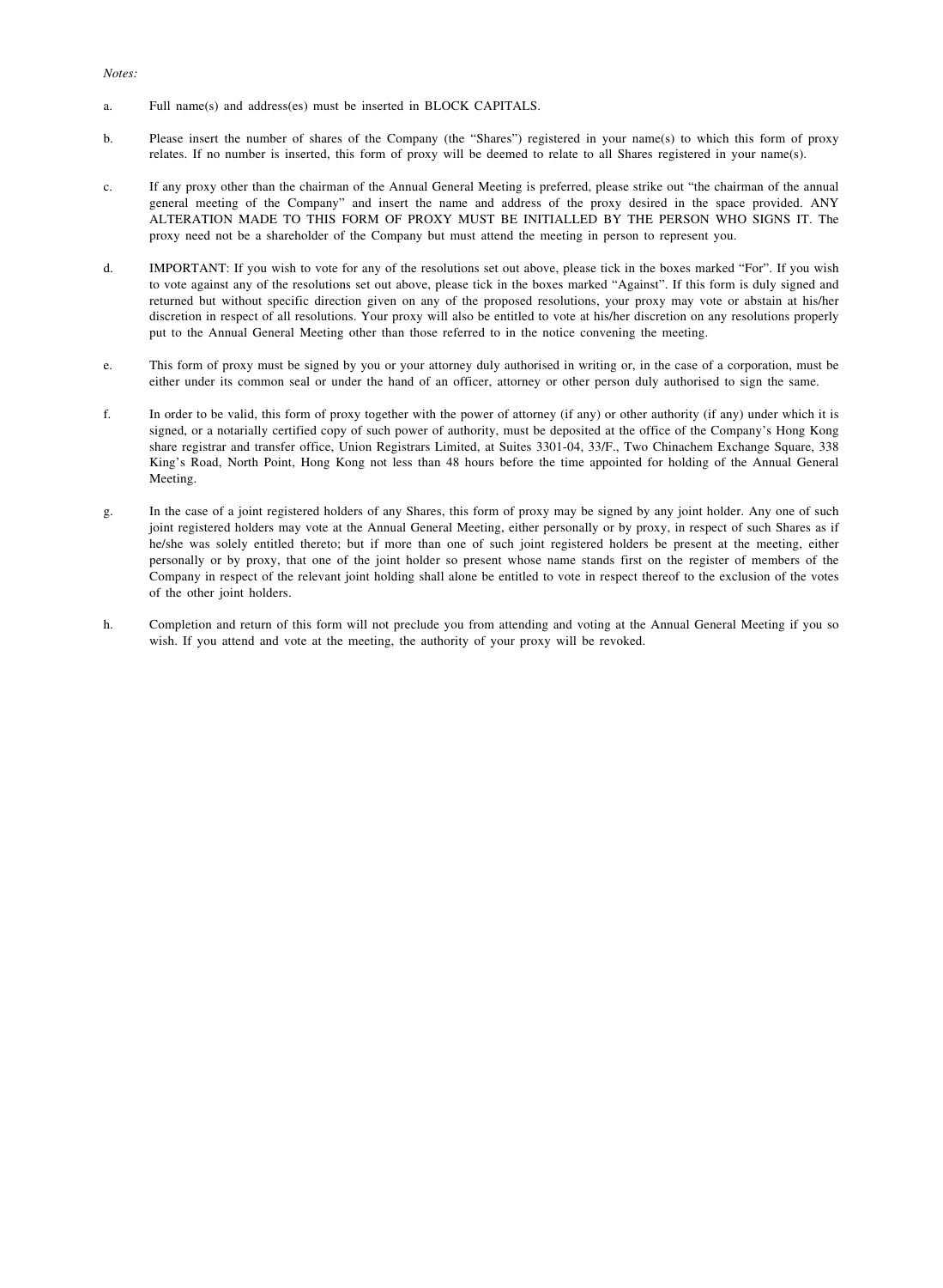*Notes:*

a. Full name(s) and address(es) must be inserted in BLOCK CAPITALS.

b. Please insert the number of shares of the Company (the "Shares") registered in your name(s) to which this form of proxy relates. If no number is inserted, this form of proxy will be deemed to relate to all Shares registered in your name(s).

c. If any proxy other than the chairman of the Annual General Meeting is preferred, please strike out "the chairman of the annual general meeting of the Company" and insert the name and address of the proxy desired in the space provided. ANY ALTERATION MADE TO THIS FORM OF PROXY MUST BE INITIALLED BY THE PERSON WHO SIGNS IT. The proxy need not be a shareholder of the Company but must attend the meeting in person to represent you.

d. IMPORTANT: If you wish to vote for any of the resolutions set out above, please tick in the boxes marked "For". If you wish to vote against any of the resolutions set out above, please tick in the boxes marked "Against". If this form is duly signed and returned but without specific direction given on any of the proposed resolutions, your proxy may vote or abstain at his/her discretion in respect of all resolutions. Your proxy will also be entitled to vote at his/her discretion on any resolutions properly put to the Annual General Meeting other than those referred to in the notice convening the meeting.

e. This form of proxy must be signed by you or your attorney duly authorised in writing or, in the case of a corporation, must be either under its common seal or under the hand of an officer, attorney or other person duly authorised to sign the same.

f. In order to be valid, this form of proxy together with the power of attorney (if any) or other authority (if any) under which it is signed, or a notarially certified copy of such power of authority, must be deposited at the office of the Company's Hong Kong share registrar and transfer office, Union Registrars Limited, at Suites 3301-04, 33/F., Two Chinachem Exchange Square, 338 King's Road, North Point, Hong Kong not less than 48 hours before the time appointed for holding of the Annual General Meeting.

g. In the case of a joint registered holders of any Shares, this form of proxy may be signed by any joint holder. Any one of such joint registered holders may vote at the Annual General Meeting, either personally or by proxy, in respect of such Shares as if he/she was solely entitled thereto; but if more than one of such joint registered holders be present at the meeting, either personally or by proxy, that one of the joint holder so present whose name stands first on the register of members of the Company in respect of the relevant joint holding shall alone be entitled to vote in respect thereof to the exclusion of the votes of the other joint holders.

h. Completion and return of this form will not preclude you from attending and voting at the Annual General Meeting if you so wish. If you attend and vote at the meeting, the authority of your proxy will be revoked.